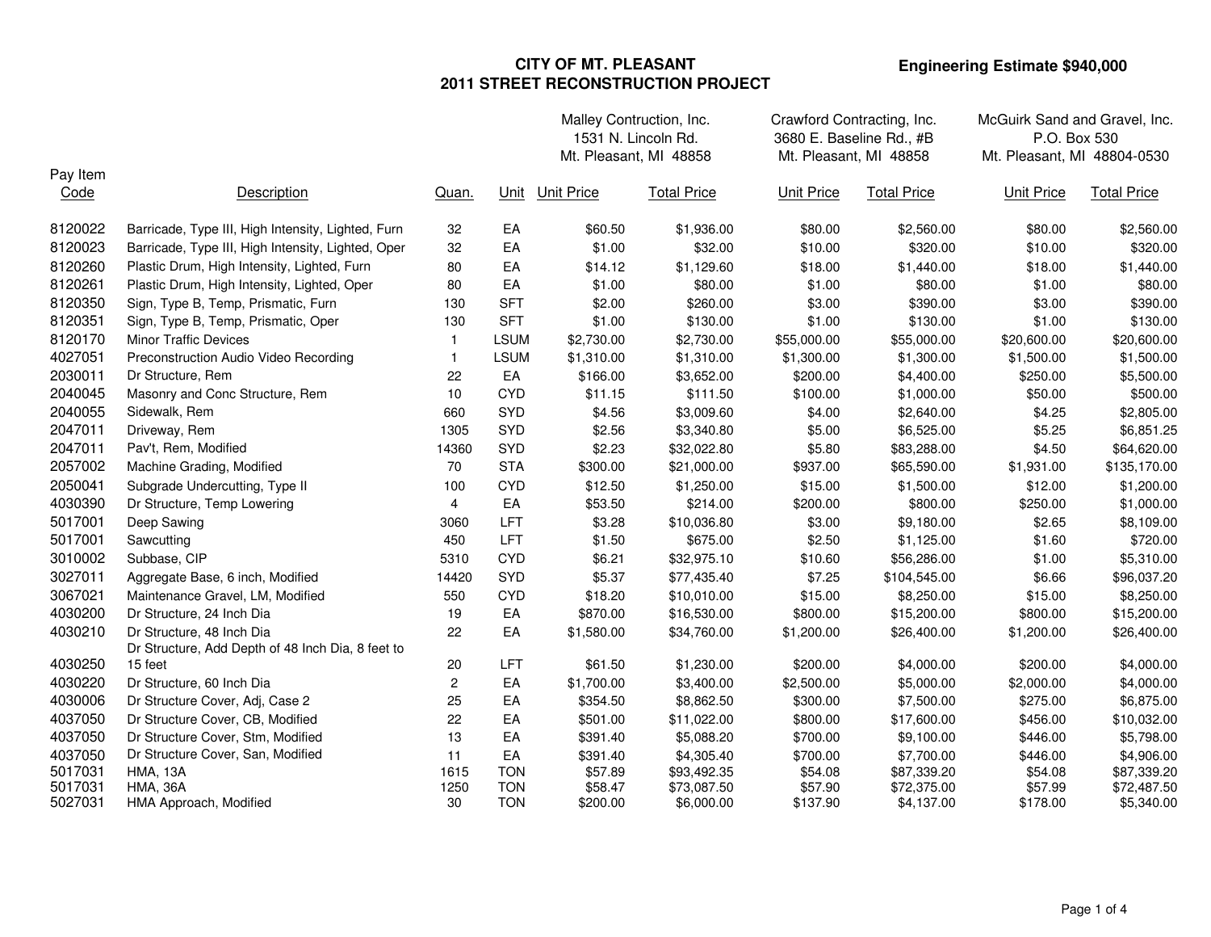# CITY OF MT. PLEASANT
## 2011 STREET RECONSTRUCTION PROJECT

**Engineering Estimate $940,000**

| Pay Item Code | Description | Quan. | Unit | Malley Contruction, Inc. 1531 N. Lincoln Rd. Mt. Pleasant, MI 48858 | | Crawford Contracting, Inc. 3680 E. Baseline Rd., #B Mt. Pleasant, MI 48858 | | McGuirk Sand and Gravel, Inc. P.O. Box 530 Mt. Pleasant, MI 48804-0530 | |
|---|---|---|---|---|---|---|---|---|---|
| | | | | Unit Price | Total Price | Unit Price | Total Price | Unit Price | Total Price |
| 8120022 | Barricade, Type III, High Intensity, Lighted, Furn | 32 | EA | $60.50 | $1,936.00 | $80.00 | $2,560.00 | $80.00 | $2,560.00 |
| 8120023 | Barricade, Type III, High Intensity, Lighted, Oper | 32 | EA | $1.00 | $32.00 | $10.00 | $320.00 | $10.00 | $320.00 |
| 8120260 | Plastic Drum, High Intensity, Lighted, Furn | 80 | EA | $14.12 | $1,129.60 | $18.00 | $1,440.00 | $18.00 | $1,440.00 |
| 8120261 | Plastic Drum, High Intensity, Lighted, Oper | 80 | EA | $1.00 | $80.00 | $1.00 | $80.00 | $1.00 | $80.00 |
| 8120350 | Sign, Type B, Temp, Prismatic, Furn | 130 | SFT | $2.00 | $260.00 | $3.00 | $390.00 | $3.00 | $390.00 |
| 8120351 | Sign, Type B, Temp, Prismatic, Oper | 130 | SFT | $1.00 | $130.00 | $1.00 | $130.00 | $1.00 | $130.00 |
| 8120170 | Minor Traffic Devices | 1 | LSUM | $2,730.00 | $2,730.00 | $55,000.00 | $55,000.00 | $20,600.00 | $20,600.00 |
| 4027051 | Preconstruction Audio Video Recording | 1 | LSUM | $1,310.00 | $1,310.00 | $1,300.00 | $1,300.00 | $1,500.00 | $1,500.00 |
| 2030011 | Dr Structure, Rem | 22 | EA | $166.00 | $3,652.00 | $200.00 | $4,400.00 | $250.00 | $5,500.00 |
| 2040045 | Masonry and Conc Structure, Rem | 10 | CYD | $11.15 | $111.50 | $100.00 | $1,000.00 | $50.00 | $500.00 |
| 2040055 | Sidewalk, Rem | 660 | SYD | $4.56 | $3,009.60 | $4.00 | $2,640.00 | $4.25 | $2,805.00 |
| 2047011 | Driveway, Rem | 1305 | SYD | $2.56 | $3,340.80 | $5.00 | $6,525.00 | $5.25 | $6,851.25 |
| 2047011 | Pav't, Rem, Modified | 14360 | SYD | $2.23 | $32,022.80 | $5.80 | $83,288.00 | $4.50 | $64,620.00 |
| 2057002 | Machine Grading, Modified | 70 | STA | $300.00 | $21,000.00 | $937.00 | $65,590.00 | $1,931.00 | $135,170.00 |
| 2050041 | Subgrade Undercutting, Type II | 100 | CYD | $12.50 | $1,250.00 | $15.00 | $1,500.00 | $12.00 | $1,200.00 |
| 4030390 | Dr Structure, Temp Lowering | 4 | EA | $53.50 | $214.00 | $200.00 | $800.00 | $250.00 | $1,000.00 |
| 5017001 | Deep Sawing | 3060 | LFT | $3.28 | $10,036.80 | $3.00 | $9,180.00 | $2.65 | $8,109.00 |
| 5017001 | Sawcutting | 450 | LFT | $1.50 | $675.00 | $2.50 | $1,125.00 | $1.60 | $720.00 |
| 3010002 | Subbase, CIP | 5310 | CYD | $6.21 | $32,975.10 | $10.60 | $56,286.00 | $1.00 | $5,310.00 |
| 3027011 | Aggregate Base, 6 inch, Modified | 14420 | SYD | $5.37 | $77,435.40 | $7.25 | $104,545.00 | $6.66 | $96,037.20 |
| 3067021 | Maintenance Gravel, LM, Modified | 550 | CYD | $18.20 | $10,010.00 | $15.00 | $8,250.00 | $15.00 | $8,250.00 |
| 4030200 | Dr Structure, 24 Inch Dia | 19 | EA | $870.00 | $16,530.00 | $800.00 | $15,200.00 | $800.00 | $15,200.00 |
| 4030210 | Dr Structure, 48 Inch Dia | 22 | EA | $1,580.00 | $34,760.00 | $1,200.00 | $26,400.00 | $1,200.00 | $26,400.00 |
| 4030250 | Dr Structure, Add Depth of 48 Inch Dia, 8 feet to 15 feet | 20 | LFT | $61.50 | $1,230.00 | $200.00 | $4,000.00 | $200.00 | $4,000.00 |
| 4030220 | Dr Structure, 60 Inch Dia | 2 | EA | $1,700.00 | $3,400.00 | $2,500.00 | $5,000.00 | $2,000.00 | $4,000.00 |
| 4030006 | Dr Structure Cover, Adj, Case 2 | 25 | EA | $354.50 | $8,862.50 | $300.00 | $7,500.00 | $275.00 | $6,875.00 |
| 4037050 | Dr Structure Cover, CB, Modified | 22 | EA | $501.00 | $11,022.00 | $800.00 | $17,600.00 | $456.00 | $10,032.00 |
| 4037050 | Dr Structure Cover, Stm, Modified | 13 | EA | $391.40 | $5,088.20 | $700.00 | $9,100.00 | $446.00 | $5,798.00 |
| 4037050 | Dr Structure Cover, San, Modified | 11 | EA | $391.40 | $4,305.40 | $700.00 | $7,700.00 | $446.00 | $4,906.00 |
| 5017031 | HMA, 13A | 1615 | TON | $57.89 | $93,492.35 | $54.08 | $87,339.20 | $54.08 | $87,339.20 |
| 5017031 | HMA, 36A | 1250 | TON | $58.47 | $73,087.50 | $57.90 | $72,375.00 | $57.99 | $72,487.50 |
| 5027031 | HMA Approach, Modified | 30 | TON | $200.00 | $6,000.00 | $137.90 | $4,137.00 | $178.00 | $5,340.00 |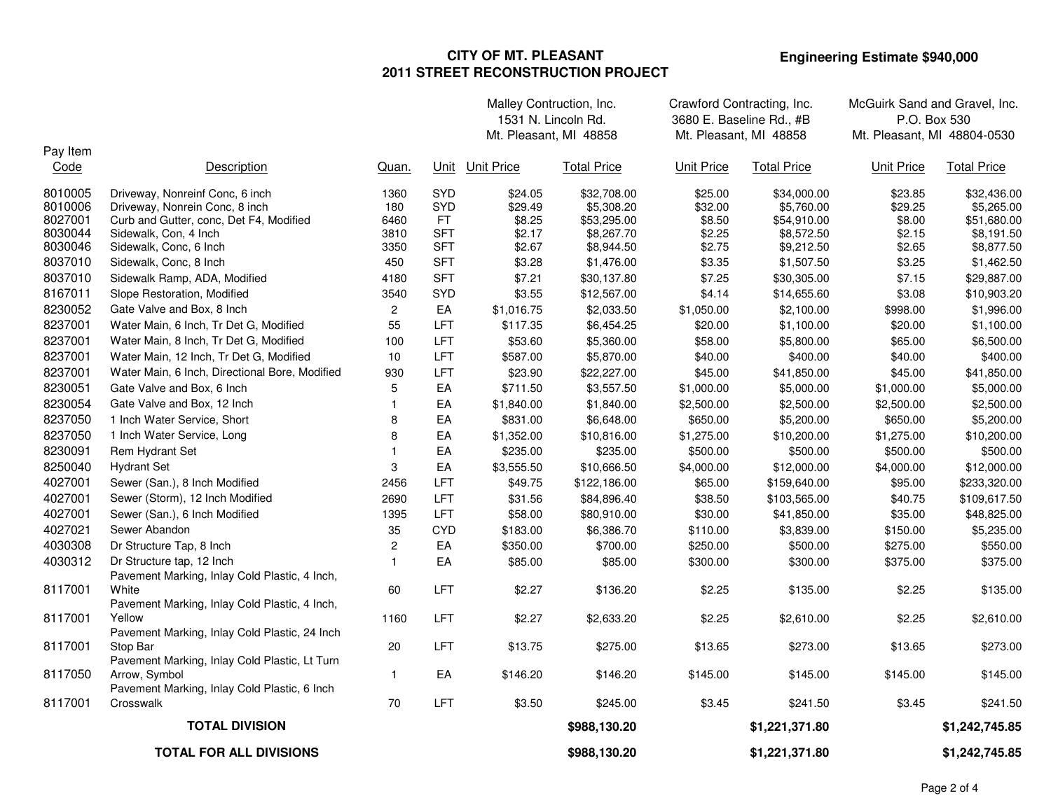# CITY OF MT. PLEASANT
## 2011 STREET RECONSTRUCTION PROJECT

**Engineering Estimate $940,000**

| Pay Item Code | Description | Quan. | Unit | Malley Contruction, Inc. 1531 N. Lincoln Rd. Mt. Pleasant, MI 48858 | | Crawford Contracting, Inc. 3680 E. Baseline Rd., #B Mt. Pleasant, MI 48858 | | McGuirk Sand and Gravel, Inc. P.O. Box 530 Mt. Pleasant, MI 48804-0530 | |
|---|---|---|---|---|---|---|---|---|---|
| | | | | Unit Price | Total Price | Unit Price | Total Price | Unit Price | Total Price |
| 8010005 | Driveway, Nonreinf Conc, 6 inch | 1360 | SYD | $24.05 | $32,708.00 | $25.00 | $34,000.00 | $23.85 | $32,436.00 |
| 8010006 | Driveway, Nonrein Conc, 8 inch | 180 | SYD | $29.49 | $5,308.20 | $32.00 | $5,760.00 | $29.25 | $5,265.00 |
| 8027001 | Curb and Gutter, conc, Det F4, Modified | 6460 | FT | $8.25 | $53,295.00 | $8.50 | $54,910.00 | $8.00 | $51,680.00 |
| 8030044 | Sidewalk, Con, 4 Inch | 3810 | SFT | $2.17 | $8,267.70 | $2.25 | $8,572.50 | $2.15 | $8,191.50 |
| 8030046 | Sidewalk, Conc, 6 Inch | 3350 | SFT | $2.67 | $8,944.50 | $2.75 | $9,212.50 | $2.65 | $8,877.50 |
| 8037010 | Sidewalk, Conc, 8 Inch | 450 | SFT | $3.28 | $1,476.00 | $3.35 | $1,507.50 | $3.25 | $1,462.50 |
| 8037010 | Sidewalk Ramp, ADA, Modified | 4180 | SFT | $7.21 | $30,137.80 | $7.25 | $30,305.00 | $7.15 | $29,887.00 |
| 8167011 | Slope Restoration, Modified | 3540 | SYD | $3.55 | $12,567.00 | $4.14 | $14,655.60 | $3.08 | $10,903.20 |
| 8230052 | Gate Valve and Box, 8 Inch | 2 | EA | $1,016.75 | $2,033.50 | $1,050.00 | $2,100.00 | $998.00 | $1,996.00 |
| 8237001 | Water Main, 6 Inch, Tr Det G, Modified | 55 | LFT | $117.35 | $6,454.25 | $20.00 | $1,100.00 | $20.00 | $1,100.00 |
| 8237001 | Water Main, 8 Inch, Tr Det G, Modified | 100 | LFT | $53.60 | $5,360.00 | $58.00 | $5,800.00 | $65.00 | $6,500.00 |
| 8237001 | Water Main, 12 Inch, Tr Det G, Modified | 10 | LFT | $587.00 | $5,870.00 | $40.00 | $400.00 | $40.00 | $400.00 |
| 8237001 | Water Main, 6 Inch, Directional Bore, Modified | 930 | LFT | $23.90 | $22,227.00 | $45.00 | $41,850.00 | $45.00 | $41,850.00 |
| 8230051 | Gate Valve and Box, 6 Inch | 5 | EA | $711.50 | $3,557.50 | $1,000.00 | $5,000.00 | $1,000.00 | $5,000.00 |
| 8230054 | Gate Valve and Box, 12 Inch | 1 | EA | $1,840.00 | $1,840.00 | $2,500.00 | $2,500.00 | $2,500.00 | $2,500.00 |
| 8237050 | 1 Inch Water Service, Short | 8 | EA | $831.00 | $6,648.00 | $650.00 | $5,200.00 | $650.00 | $5,200.00 |
| 8237050 | 1 Inch Water Service, Long | 8 | EA | $1,352.00 | $10,816.00 | $1,275.00 | $10,200.00 | $1,275.00 | $10,200.00 |
| 8230091 | Rem Hydrant Set | 1 | EA | $235.00 | $235.00 | $500.00 | $500.00 | $500.00 | $500.00 |
| 8250040 | Hydrant Set | 3 | EA | $3,555.50 | $10,666.50 | $4,000.00 | $12,000.00 | $4,000.00 | $12,000.00 |
| 4027001 | Sewer (San.), 8 Inch Modified | 2456 | LFT | $49.75 | $122,186.00 | $65.00 | $159,640.00 | $95.00 | $233,320.00 |
| 4027001 | Sewer (Storm), 12 Inch Modified | 2690 | LFT | $31.56 | $84,896.40 | $38.50 | $103,565.00 | $40.75 | $109,617.50 |
| 4027001 | Sewer (San.), 6 Inch Modified | 1395 | LFT | $58.00 | $80,910.00 | $30.00 | $41,850.00 | $35.00 | $48,825.00 |
| 4027021 | Sewer Abandon | 35 | CYD | $183.00 | $6,386.70 | $110.00 | $3,839.00 | $150.00 | $5,235.00 |
| 4030308 | Dr Structure Tap, 8 Inch | 2 | EA | $350.00 | $700.00 | $250.00 | $500.00 | $275.00 | $550.00 |
| 4030312 | Dr Structure tap, 12 Inch | 1 | EA | $85.00 | $85.00 | $300.00 | $300.00 | $375.00 | $375.00 |
| 8117001 | Pavement Marking, Inlay Cold Plastic, 4 Inch, White | 60 | LFT | $2.27 | $136.20 | $2.25 | $135.00 | $2.25 | $135.00 |
| 8117001 | Pavement Marking, Inlay Cold Plastic, 4 Inch, Yellow | 1160 | LFT | $2.27 | $2,633.20 | $2.25 | $2,610.00 | $2.25 | $2,610.00 |
| 8117001 | Pavement Marking, Inlay Cold Plastic, 24 Inch Stop Bar | 20 | LFT | $13.75 | $275.00 | $13.65 | $273.00 | $13.65 | $273.00 |
| 8117050 | Pavement Marking, Inlay Cold Plastic, Lt Turn Arrow, Symbol | 1 | EA | $146.20 | $146.20 | $145.00 | $145.00 | $145.00 | $145.00 |
| 8117001 | Pavement Marking, Inlay Cold Plastic, 6 Inch Crosswalk | 70 | LFT | $3.50 | $245.00 | $3.45 | $241.50 | $3.45 | $241.50 |
| | **TOTAL DIVISION** | | | | **$988,130.20** | | **$1,221,371.80** | | **$1,242,745.85** |
| | **TOTAL FOR ALL DIVISIONS** | | | | **$988,130.20** | | **$1,221,371.80** | | **$1,242,745.85** |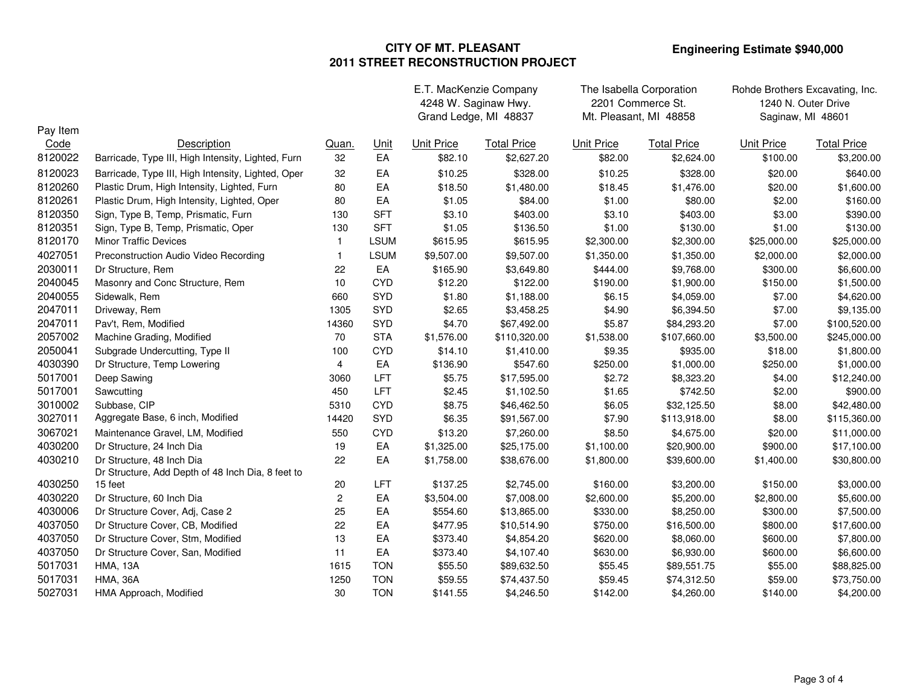# CITY OF MT. PLEASANT
## 2011 STREET RECONSTRUCTION PROJECT

**Engineering Estimate $940,000**

| Pay Item Code | Description | Quan. | Unit | E.T. MacKenzie Company 4248 W. Saginaw Hwy. Grand Ledge, MI 48837 Unit Price | Total Price | The Isabella Corporation 2201 Commerce St. Mt. Pleasant, MI 48858 Unit Price | Total Price | Rohde Brothers Excavating, Inc. 1240 N. Outer Drive Saginaw, MI 48601 Unit Price | Total Price |
|---|---|---|---|---|---|---|---|---|---|
| 8120022 | Barricade, Type III, High Intensity, Lighted, Furn | 32 | EA | $82.10 | $2,627.20 | $82.00 | $2,624.00 | $100.00 | $3,200.00 |
| 8120023 | Barricade, Type III, High Intensity, Lighted, Oper | 32 | EA | $10.25 | $328.00 | $10.25 | $328.00 | $20.00 | $640.00 |
| 8120260 | Plastic Drum, High Intensity, Lighted, Furn | 80 | EA | $18.50 | $1,480.00 | $18.45 | $1,476.00 | $20.00 | $1,600.00 |
| 8120261 | Plastic Drum, High Intensity, Lighted, Oper | 80 | EA | $1.05 | $84.00 | $1.00 | $80.00 | $2.00 | $160.00 |
| 8120350 | Sign, Type B, Temp, Prismatic, Furn | 130 | SFT | $3.10 | $403.00 | $3.10 | $403.00 | $3.00 | $390.00 |
| 8120351 | Sign, Type B, Temp, Prismatic, Oper | 130 | SFT | $1.05 | $136.50 | $1.00 | $130.00 | $1.00 | $130.00 |
| 8120170 | Minor Traffic Devices | 1 | LSUM | $615.95 | $615.95 | $2,300.00 | $2,300.00 | $25,000.00 | $25,000.00 |
| 4027051 | Preconstruction Audio Video Recording | 1 | LSUM | $9,507.00 | $9,507.00 | $1,350.00 | $1,350.00 | $2,000.00 | $2,000.00 |
| 2030011 | Dr Structure, Rem | 22 | EA | $165.90 | $3,649.80 | $444.00 | $9,768.00 | $300.00 | $6,600.00 |
| 2040045 | Masonry and Conc Structure, Rem | 10 | CYD | $12.20 | $122.00 | $190.00 | $1,900.00 | $150.00 | $1,500.00 |
| 2040055 | Sidewalk, Rem | 660 | SYD | $1.80 | $1,188.00 | $6.15 | $4,059.00 | $7.00 | $4,620.00 |
| 2047011 | Driveway, Rem | 1305 | SYD | $2.65 | $3,458.25 | $4.90 | $6,394.50 | $7.00 | $9,135.00 |
| 2047011 | Pav't, Rem, Modified | 14360 | SYD | $4.70 | $67,492.00 | $5.87 | $84,293.20 | $7.00 | $100,520.00 |
| 2057002 | Machine Grading, Modified | 70 | STA | $1,576.00 | $110,320.00 | $1,538.00 | $107,660.00 | $3,500.00 | $245,000.00 |
| 2050041 | Subgrade Undercutting, Type II | 100 | CYD | $14.10 | $1,410.00 | $9.35 | $935.00 | $18.00 | $1,800.00 |
| 4030390 | Dr Structure, Temp Lowering | 4 | EA | $136.90 | $547.60 | $250.00 | $1,000.00 | $250.00 | $1,000.00 |
| 5017001 | Deep Sawing | 3060 | LFT | $5.75 | $17,595.00 | $2.72 | $8,323.20 | $4.00 | $12,240.00 |
| 5017001 | Sawcutting | 450 | LFT | $2.45 | $1,102.50 | $1.65 | $742.50 | $2.00 | $900.00 |
| 3010002 | Subbase, CIP | 5310 | CYD | $8.75 | $46,462.50 | $6.05 | $32,125.50 | $8.00 | $42,480.00 |
| 3027011 | Aggregate Base, 6 inch, Modified | 14420 | SYD | $6.35 | $91,567.00 | $7.90 | $113,918.00 | $8.00 | $115,360.00 |
| 3067021 | Maintenance Gravel, LM, Modified | 550 | CYD | $13.20 | $7,260.00 | $8.50 | $4,675.00 | $20.00 | $11,000.00 |
| 4030200 | Dr Structure, 24 Inch Dia | 19 | EA | $1,325.00 | $25,175.00 | $1,100.00 | $20,900.00 | $900.00 | $17,100.00 |
| 4030210 | Dr Structure, 48 Inch Dia | 22 | EA | $1,758.00 | $38,676.00 | $1,800.00 | $39,600.00 | $1,400.00 | $30,800.00 |
| 4030250 | Dr Structure, Add Depth of 48 Inch Dia, 8 feet to 15 feet | 20 | LFT | $137.25 | $2,745.00 | $160.00 | $3,200.00 | $150.00 | $3,000.00 |
| 4030220 | Dr Structure, 60 Inch Dia | 2 | EA | $3,504.00 | $7,008.00 | $2,600.00 | $5,200.00 | $2,800.00 | $5,600.00 |
| 4030006 | Dr Structure Cover, Adj, Case 2 | 25 | EA | $554.60 | $13,865.00 | $330.00 | $8,250.00 | $300.00 | $7,500.00 |
| 4037050 | Dr Structure Cover, CB, Modified | 22 | EA | $477.95 | $10,514.90 | $750.00 | $16,500.00 | $800.00 | $17,600.00 |
| 4037050 | Dr Structure Cover, Stm, Modified | 13 | EA | $373.40 | $4,854.20 | $620.00 | $8,060.00 | $600.00 | $7,800.00 |
| 4037050 | Dr Structure Cover, San, Modified | 11 | EA | $373.40 | $4,107.40 | $630.00 | $6,930.00 | $600.00 | $6,600.00 |
| 5017031 | HMA, 13A | 1615 | TON | $55.50 | $89,632.50 | $55.45 | $89,551.75 | $55.00 | $88,825.00 |
| 5017031 | HMA, 36A | 1250 | TON | $59.55 | $74,437.50 | $59.45 | $74,312.50 | $59.00 | $73,750.00 |
| 5027031 | HMA Approach, Modified | 30 | TON | $141.55 | $4,246.50 | $142.00 | $4,260.00 | $140.00 | $4,200.00 |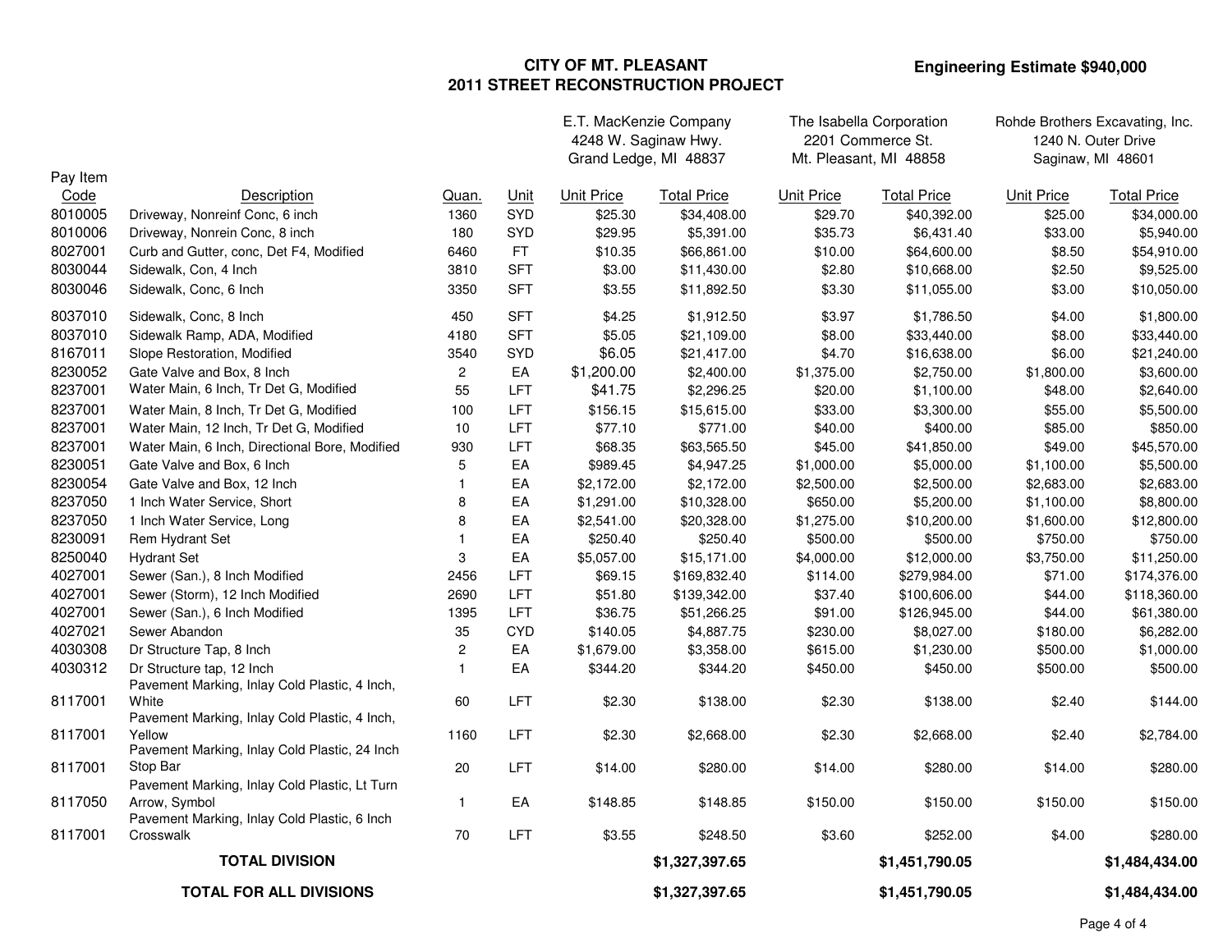**CITY OF MT. PLEASANT**
**2011 STREET RECONSTRUCTION PROJECT**

**Engineering Estimate $940,000**

| Pay Item Code | Description | Quan. | Unit | E.T. MacKenzie Company, 4248 W. Saginaw Hwy., Grand Ledge, MI 48837 | | The Isabella Corporation, 2201 Commerce St., Mt. Pleasant, MI 48858 | | Rohde Brothers Excavating, Inc., 1240 N. Outer Drive, Saginaw, MI 48601 | |
|---|---|---|---|---|---|---|---|---|---|
| | | | | Unit Price | Total Price | Unit Price | Total Price | Unit Price | Total Price |
| 8010005 | Driveway, Nonreinf Conc, 6 inch | 1360 | SYD | $25.30 | $34,408.00 | $29.70 | $40,392.00 | $25.00 | $34,000.00 |
| 8010006 | Driveway, Nonrein Conc, 8 inch | 180 | SYD | $29.95 | $5,391.00 | $35.73 | $6,431.40 | $33.00 | $5,940.00 |
| 8027001 | Curb and Gutter, conc, Det F4, Modified | 6460 | FT | $10.35 | $66,861.00 | $10.00 | $64,600.00 | $8.50 | $54,910.00 |
| 8030044 | Sidewalk, Con, 4 Inch | 3810 | SFT | $3.00 | $11,430.00 | $2.80 | $10,668.00 | $2.50 | $9,525.00 |
| 8030046 | Sidewalk, Conc, 6 Inch | 3350 | SFT | $3.55 | $11,892.50 | $3.30 | $11,055.00 | $3.00 | $10,050.00 |
| 8037010 | Sidewalk, Conc, 8 Inch | 450 | SFT | $4.25 | $1,912.50 | $3.97 | $1,786.50 | $4.00 | $1,800.00 |
| 8037010 | Sidewalk Ramp, ADA, Modified | 4180 | SFT | $5.05 | $21,109.00 | $8.00 | $33,440.00 | $8.00 | $33,440.00 |
| 8167011 | Slope Restoration, Modified | 3540 | SYD | $6.05 | $21,417.00 | $4.70 | $16,638.00 | $6.00 | $21,240.00 |
| 8230052 | Gate Valve and Box, 8 Inch | 2 | EA | $1,200.00 | $2,400.00 | $1,375.00 | $2,750.00 | $1,800.00 | $3,600.00 |
| 8237001 | Water Main, 6 Inch, Tr Det G, Modified | 55 | LFT | $41.75 | $2,296.25 | $20.00 | $1,100.00 | $48.00 | $2,640.00 |
| 8237001 | Water Main, 8 Inch, Tr Det G, Modified | 100 | LFT | $156.15 | $15,615.00 | $33.00 | $3,300.00 | $55.00 | $5,500.00 |
| 8237001 | Water Main, 12 Inch, Tr Det G, Modified | 10 | LFT | $77.10 | $771.00 | $40.00 | $400.00 | $85.00 | $850.00 |
| 8237001 | Water Main, 6 Inch, Directional Bore, Modified | 930 | LFT | $68.35 | $63,565.50 | $45.00 | $41,850.00 | $49.00 | $45,570.00 |
| 8230051 | Gate Valve and Box, 6 Inch | 5 | EA | $989.45 | $4,947.25 | $1,000.00 | $5,000.00 | $1,100.00 | $5,500.00 |
| 8230054 | Gate Valve and Box, 12 Inch | 1 | EA | $2,172.00 | $2,172.00 | $2,500.00 | $2,500.00 | $2,683.00 | $2,683.00 |
| 8237050 | 1 Inch Water Service, Short | 8 | EA | $1,291.00 | $10,328.00 | $650.00 | $5,200.00 | $1,100.00 | $8,800.00 |
| 8237050 | 1 Inch Water Service, Long | 8 | EA | $2,541.00 | $20,328.00 | $1,275.00 | $10,200.00 | $1,600.00 | $12,800.00 |
| 8230091 | Rem Hydrant Set | 1 | EA | $250.40 | $250.40 | $500.00 | $500.00 | $750.00 | $750.00 |
| 8250040 | Hydrant Set | 3 | EA | $5,057.00 | $15,171.00 | $4,000.00 | $12,000.00 | $3,750.00 | $11,250.00 |
| 4027001 | Sewer (San.), 8 Inch Modified | 2456 | LFT | $69.15 | $169,832.40 | $114.00 | $279,984.00 | $71.00 | $174,376.00 |
| 4027001 | Sewer (Storm), 12 Inch Modified | 2690 | LFT | $51.80 | $139,342.00 | $37.40 | $100,606.00 | $44.00 | $118,360.00 |
| 4027001 | Sewer (San.), 6 Inch Modified | 1395 | LFT | $36.75 | $51,266.25 | $91.00 | $126,945.00 | $44.00 | $61,380.00 |
| 4027021 | Sewer Abandon | 35 | CYD | $140.05 | $4,887.75 | $230.00 | $8,027.00 | $180.00 | $6,282.00 |
| 4030308 | Dr Structure Tap, 8 Inch | 2 | EA | $1,679.00 | $3,358.00 | $615.00 | $1,230.00 | $500.00 | $1,000.00 |
| 4030312 | Dr Structure tap, 12 Inch | 1 | EA | $344.20 | $344.20 | $450.00 | $450.00 | $500.00 | $500.00 |
| 8117001 | Pavement Marking, Inlay Cold Plastic, 4 Inch, White | 60 | LFT | $2.30 | $138.00 | $2.30 | $138.00 | $2.40 | $144.00 |
| 8117001 | Pavement Marking, Inlay Cold Plastic, 4 Inch, Yellow | 1160 | LFT | $2.30 | $2,668.00 | $2.30 | $2,668.00 | $2.40 | $2,784.00 |
| 8117001 | Pavement Marking, Inlay Cold Plastic, 24 Inch Stop Bar | 20 | LFT | $14.00 | $280.00 | $14.00 | $280.00 | $14.00 | $280.00 |
| 8117050 | Pavement Marking, Inlay Cold Plastic, Lt Turn Arrow, Symbol | 1 | EA | $148.85 | $148.85 | $150.00 | $150.00 | $150.00 | $150.00 |
| 8117001 | Pavement Marking, Inlay Cold Plastic, 6 Inch Crosswalk | 70 | LFT | $3.55 | $248.50 | $3.60 | $252.00 | $4.00 | $280.00 |
| | **TOTAL DIVISION** | | | | **$1,327,397.65** | | **$1,451,790.05** | | **$1,484,434.00** |
| | **TOTAL FOR ALL DIVISIONS** | | | | **$1,327,397.65** | | **$1,451,790.05** | | **$1,484,434.00** |